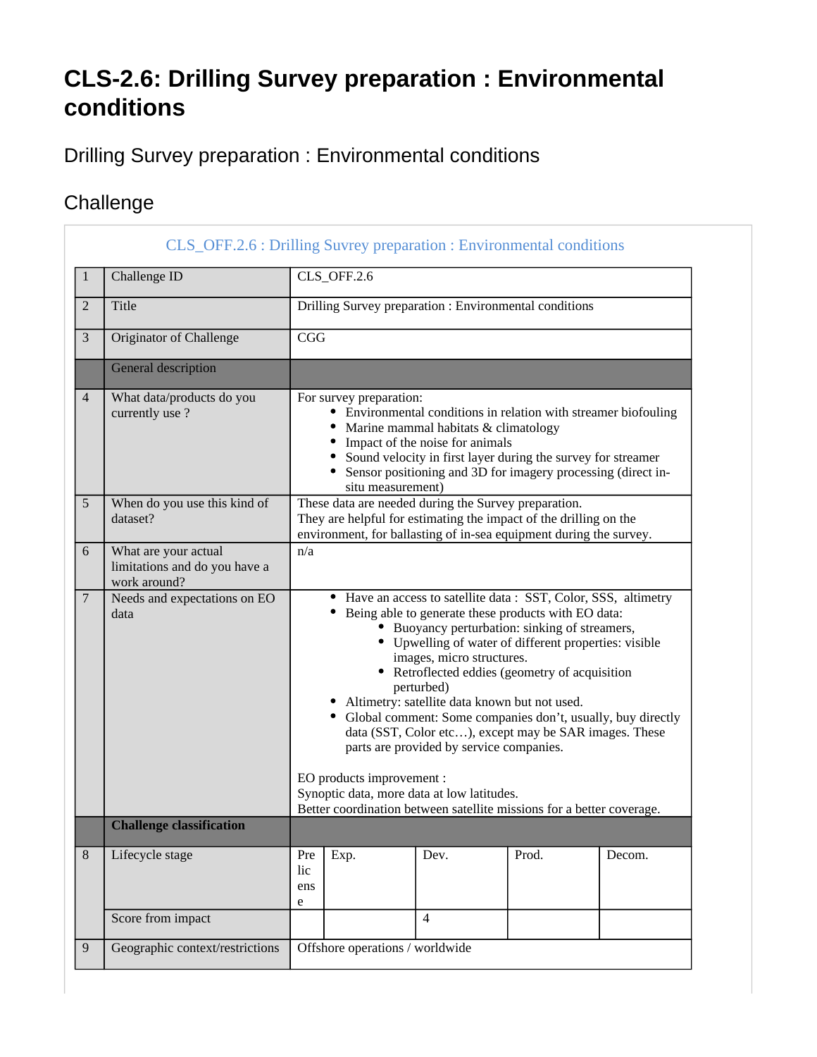# CLS-2.6: Drilling Survey preparation : Environmental conditions

## Drilling Survey preparation : Environmental conditions

## Challenge

CLS_OFF.2.6 : Drilling Suvrey preparation : Environmental conditions

| | | | | | | |
|---|---|---|---|---|---|---|
| 1 | Challenge ID | CLS_OFF.2.6 | | | | |
| 2 | Title | Drilling Survey preparation : Environmental conditions | | | | |
| 3 | Originator of Challenge | CGG | | | | |
| | General description | | | | | |
| 4 | What data/products do you currently use ? | For survey preparation:<br>• Environmental conditions in relation with streamer biofouling<br>• Marine mammal habitats & climatology<br>• Impact of the noise for animals<br>• Sound velocity in first layer during the survey for streamer<br>• Sensor positioning and 3D for imagery processing (direct in-situ measurement) | | | | |
| 5 | When do you use this kind of dataset? | These data are needed during the Survey preparation.<br>They are helpful for estimating the impact of the drilling on the environment, for ballasting of in-sea equipment during the survey. | | | | |
| 6 | What are your actual limitations and do you have a work around? | n/a | | | | |
| 7 | Needs and expectations on EO data | • Have an access to satellite data : SST, Color, SSS, altimetry<br>• Being able to generate these products with EO data:<br>  ◦ Buoyancy perturbation: sinking of streamers,<br>  ◦ Upwelling of water of different properties: visible images, micro structures.<br>  ◦ Retroflected eddies (geometry of acquisition perturbed)<br>• Altimetry: satellite data known but not used.<br>• Global comment: Some companies don't, usually, buy directly data (SST, Color etc…), except may be SAR images. These parts are provided by service companies.<br><br>EO products improvement :<br>Synoptic data, more data at low latitudes.<br>Better coordination between satellite missions for a better coverage. | | | | |
| | **Challenge classification** | | | | | |
| 8 | Lifecycle stage | Prelicense | Exp. | Dev. | Prod. | Decom. |
| | Score from impact | | | 4 | | |
| 9 | Geographic context/restrictions | Offshore operations / worldwide | | | | |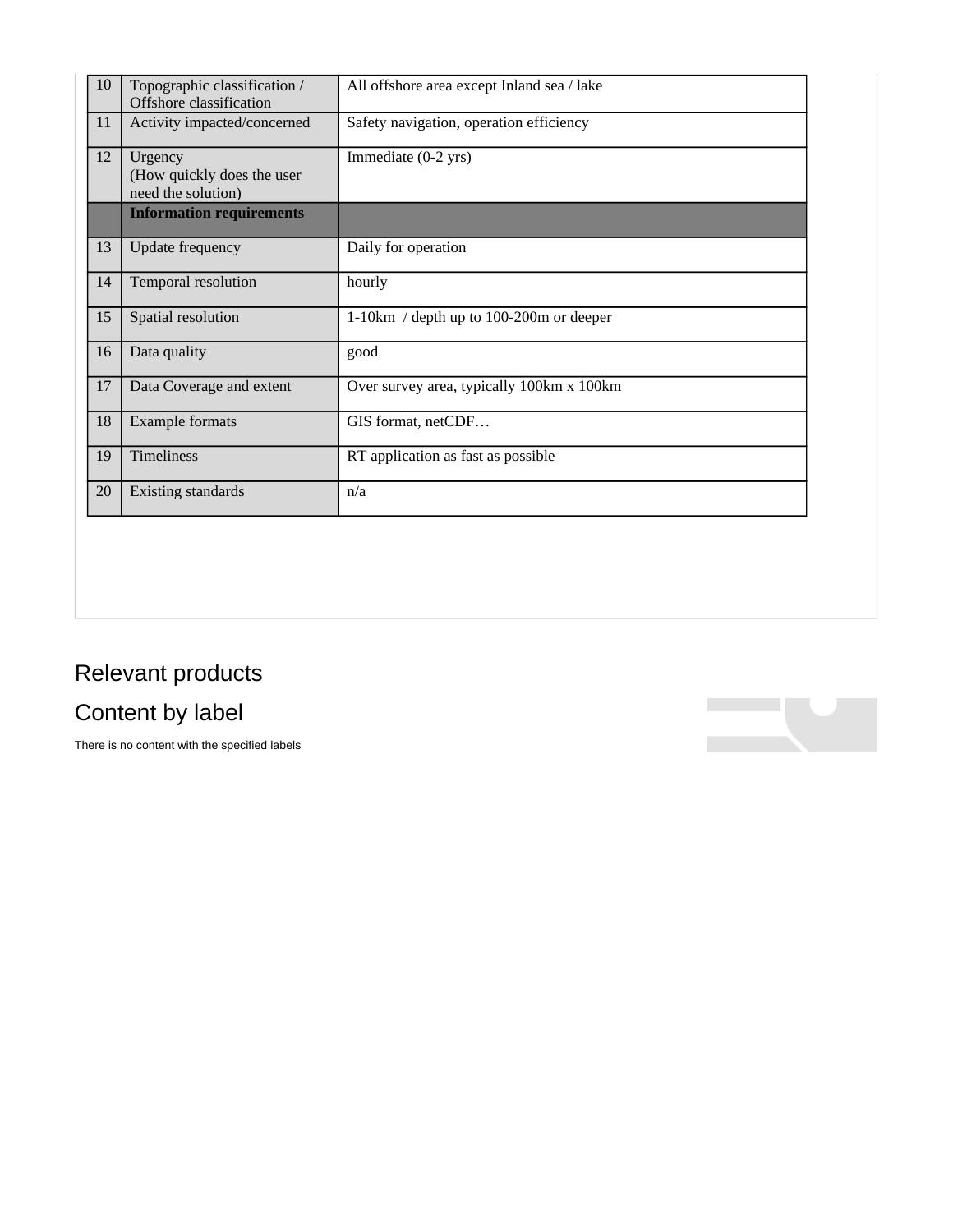| | | |
|---|---|---|
| 10 | Topographic classification / Offshore classification | All offshore area except Inland sea / lake |
| 11 | Activity impacted/concerned | Safety navigation, operation efficiency |
| 12 | Urgency (How quickly does the user need the solution) | Immediate (0-2 yrs) |
| | **Information requirements** | |
| 13 | Update frequency | Daily for operation |
| 14 | Temporal resolution | hourly |
| 15 | Spatial resolution | 1-10km / depth up to 100-200m or deeper |
| 16 | Data quality | good |
| 17 | Data Coverage and extent | Over survey area, typically 100km x 100km |
| 18 | Example formats | GIS format, netCDF… |
| 19 | Timeliness | RT application as fast as possible |
| 20 | Existing standards | n/a |

## Relevant products

## Content by label

There is no content with the specified labels